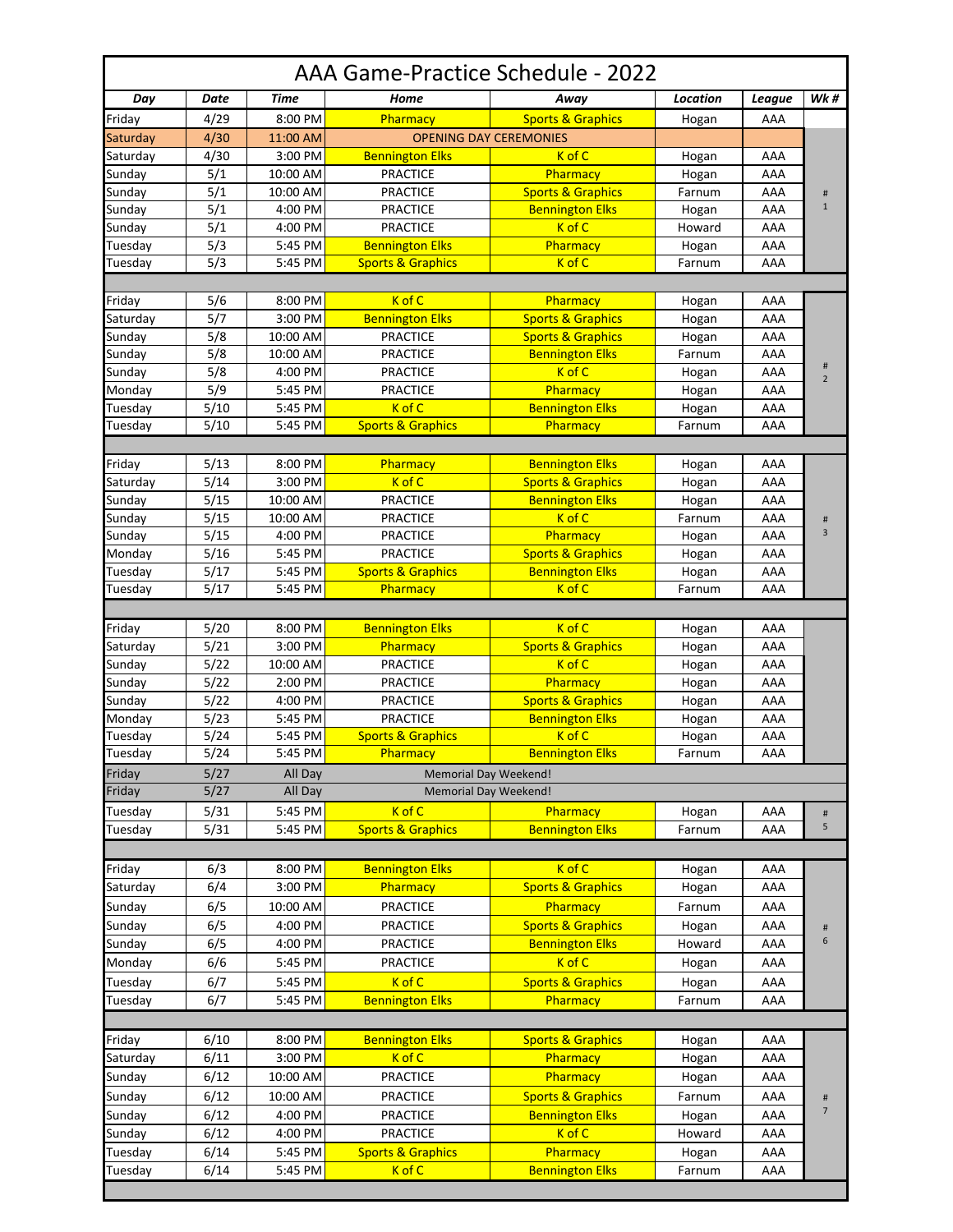# AAA Game-Practice Schedule - 2022

| Day | Date | Time | Home | Away | Location | League | Wk # |
|---|---|---|---|---|---|---|---|
| Friday | 4/29 | 8:00 PM | Pharmacy | Sports & Graphics | Hogan | AAA | |
| Saturday | 4/30 | 11:00 AM | OPENING DAY CEREMONIES | | | | |
| Saturday | 4/30 | 3:00 PM | Bennington Elks | K of C | Hogan | AAA | # 1 |
| Sunday | 5/1 | 10:00 AM | PRACTICE | Pharmacy | Hogan | AAA | |
| Sunday | 5/1 | 10:00 AM | PRACTICE | Sports & Graphics | Farnum | AAA | |
| Sunday | 5/1 | 4:00 PM | PRACTICE | Bennington Elks | Hogan | AAA | |
| Sunday | 5/1 | 4:00 PM | PRACTICE | K of C | Howard | AAA | |
| Tuesday | 5/3 | 5:45 PM | Bennington Elks | Pharmacy | Hogan | AAA | |
| Tuesday | 5/3 | 5:45 PM | Sports & Graphics | K of C | Farnum | AAA | |
| | | | | | | | |
| Friday | 5/6 | 8:00 PM | K of C | Pharmacy | Hogan | AAA | # 2 |
| Saturday | 5/7 | 3:00 PM | Bennington Elks | Sports & Graphics | Hogan | AAA | |
| Sunday | 5/8 | 10:00 AM | PRACTICE | Sports & Graphics | Hogan | AAA | |
| Sunday | 5/8 | 10:00 AM | PRACTICE | Bennington Elks | Farnum | AAA | |
| Sunday | 5/8 | 4:00 PM | PRACTICE | K of C | Hogan | AAA | |
| Monday | 5/9 | 5:45 PM | PRACTICE | Pharmacy | Hogan | AAA | |
| Tuesday | 5/10 | 5:45 PM | K of C | Bennington Elks | Hogan | AAA | |
| Tuesday | 5/10 | 5:45 PM | Sports & Graphics | Pharmacy | Farnum | AAA | |
| | | | | | | | |
| Friday | 5/13 | 8:00 PM | Pharmacy | Bennington Elks | Hogan | AAA | # 3 |
| Saturday | 5/14 | 3:00 PM | K of C | Sports & Graphics | Hogan | AAA | |
| Sunday | 5/15 | 10:00 AM | PRACTICE | Bennington Elks | Hogan | AAA | |
| Sunday | 5/15 | 10:00 AM | PRACTICE | K of C | Farnum | AAA | |
| Sunday | 5/15 | 4:00 PM | PRACTICE | Pharmacy | Hogan | AAA | |
| Monday | 5/16 | 5:45 PM | PRACTICE | Sports & Graphics | Hogan | AAA | |
| Tuesday | 5/17 | 5:45 PM | Sports & Graphics | Bennington Elks | Hogan | AAA | |
| Tuesday | 5/17 | 5:45 PM | Pharmacy | K of C | Farnum | AAA | |
| | | | | | | | |
| Friday | 5/20 | 8:00 PM | Bennington Elks | K of C | Hogan | AAA | |
| Saturday | 5/21 | 3:00 PM | Pharmacy | Sports & Graphics | Hogan | AAA | |
| Sunday | 5/22 | 10:00 AM | PRACTICE | K of C | Hogan | AAA | |
| Sunday | 5/22 | 2:00 PM | PRACTICE | Pharmacy | Hogan | AAA | |
| Sunday | 5/22 | 4:00 PM | PRACTICE | Sports & Graphics | Hogan | AAA | |
| Monday | 5/23 | 5:45 PM | PRACTICE | Bennington Elks | Hogan | AAA | |
| Tuesday | 5/24 | 5:45 PM | Sports & Graphics | K of C | Hogan | AAA | |
| Tuesday | 5/24 | 5:45 PM | Pharmacy | Bennington Elks | Farnum | AAA | |
| Friday | 5/27 | All Day | Memorial Day Weekend! | | | | |
| Friday | 5/27 | All Day | Memorial Day Weekend! | | | | |
| Tuesday | 5/31 | 5:45 PM | K of C | Pharmacy | Hogan | AAA | # 5 |
| Tuesday | 5/31 | 5:45 PM | Sports & Graphics | Bennington Elks | Farnum | AAA | |
| | | | | | | | |
| Friday | 6/3 | 8:00 PM | Bennington Elks | K of C | Hogan | AAA | # 6 |
| Saturday | 6/4 | 3:00 PM | Pharmacy | Sports & Graphics | Hogan | AAA | |
| Sunday | 6/5 | 10:00 AM | PRACTICE | Pharmacy | Farnum | AAA | |
| Sunday | 6/5 | 4:00 PM | PRACTICE | Sports & Graphics | Hogan | AAA | |
| Sunday | 6/5 | 4:00 PM | PRACTICE | Bennington Elks | Howard | AAA | |
| Monday | 6/6 | 5:45 PM | PRACTICE | K of C | Hogan | AAA | |
| Tuesday | 6/7 | 5:45 PM | K of C | Sports & Graphics | Hogan | AAA | |
| Tuesday | 6/7 | 5:45 PM | Bennington Elks | Pharmacy | Farnum | AAA | |
| | | | | | | | |
| Friday | 6/10 | 8:00 PM | Bennington Elks | Sports & Graphics | Hogan | AAA | # 7 |
| Saturday | 6/11 | 3:00 PM | K of C | Pharmacy | Hogan | AAA | |
| Sunday | 6/12 | 10:00 AM | PRACTICE | Pharmacy | Hogan | AAA | |
| Sunday | 6/12 | 10:00 AM | PRACTICE | Sports & Graphics | Farnum | AAA | |
| Sunday | 6/12 | 4:00 PM | PRACTICE | Bennington Elks | Hogan | AAA | |
| Sunday | 6/12 | 4:00 PM | PRACTICE | K of C | Howard | AAA | |
| Tuesday | 6/14 | 5:45 PM | Sports & Graphics | Pharmacy | Hogan | AAA | |
| Tuesday | 6/14 | 5:45 PM | K of C | Bennington Elks | Farnum | AAA | |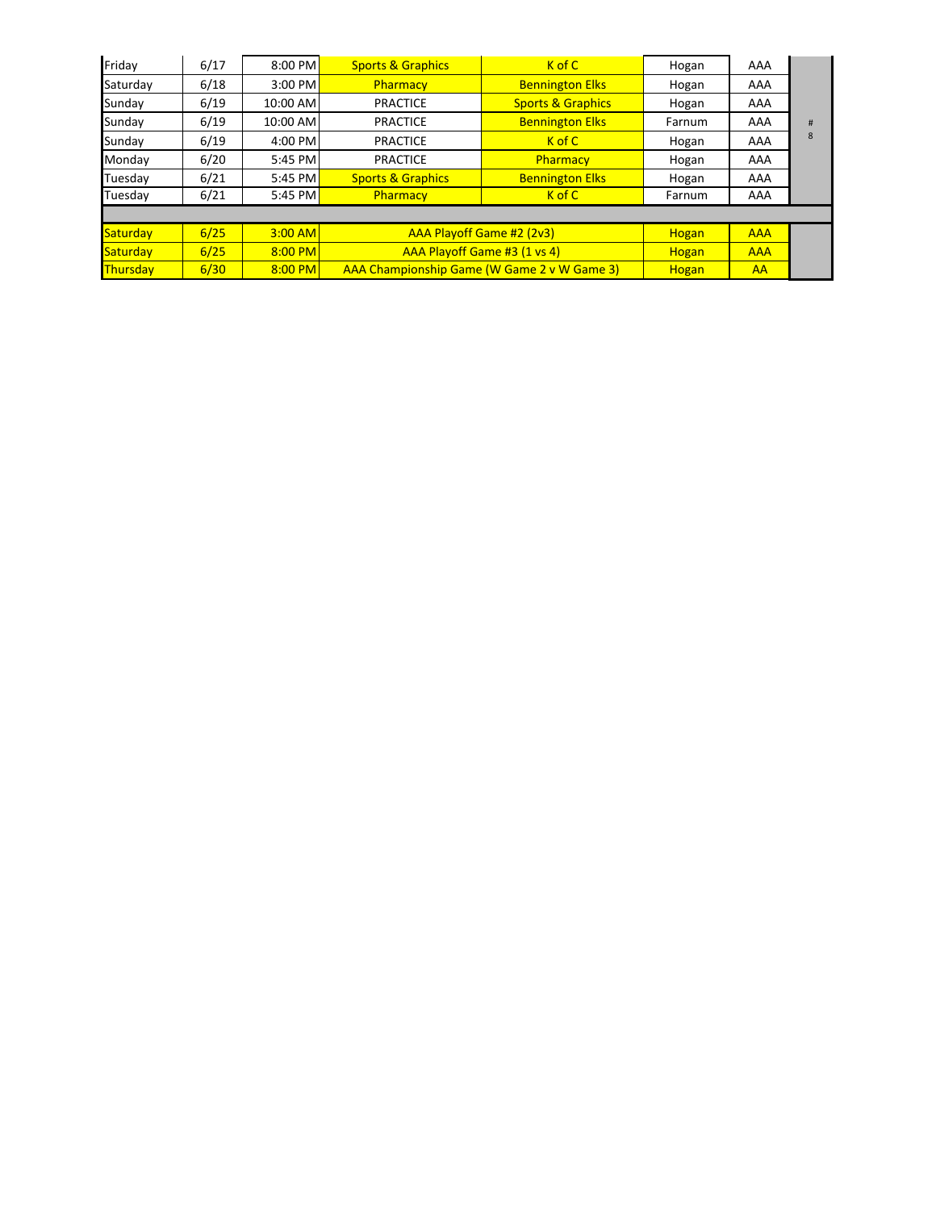| | | | | | | | |
|---|---|---|---|---|---|---|---|
| Friday | 6/17 | 8:00 PM | Sports & Graphics | K of C | Hogan | AAA | |
| Saturday | 6/18 | 3:00 PM | Pharmacy | Bennington Elks | Hogan | AAA | |
| Sunday | 6/19 | 10:00 AM | PRACTICE | Sports & Graphics | Hogan | AAA | |
| Sunday | 6/19 | 10:00 AM | PRACTICE | Bennington Elks | Farnum | AAA | # |
| Sunday | 6/19 | 4:00 PM | PRACTICE | K of C | Hogan | AAA | 8 |
| Monday | 6/20 | 5:45 PM | PRACTICE | Pharmacy | Hogan | AAA | |
| Tuesday | 6/21 | 5:45 PM | Sports & Graphics | Bennington Elks | Hogan | AAA | |
| Tuesday | 6/21 | 5:45 PM | Pharmacy | K of C | Farnum | AAA | |
| | | | | | | | |
| Saturday | 6/25 | 3:00 AM | AAA Playoff Game #2 (2v3) | | Hogan | AAA | |
| Saturday | 6/25 | 8:00 PM | AAA Playoff Game #3 (1 vs 4) | | Hogan | AAA | |
| Thursday | 6/30 | 8:00 PM | AAA Championship Game (W Game 2 v W Game 3) | | Hogan | AA | |